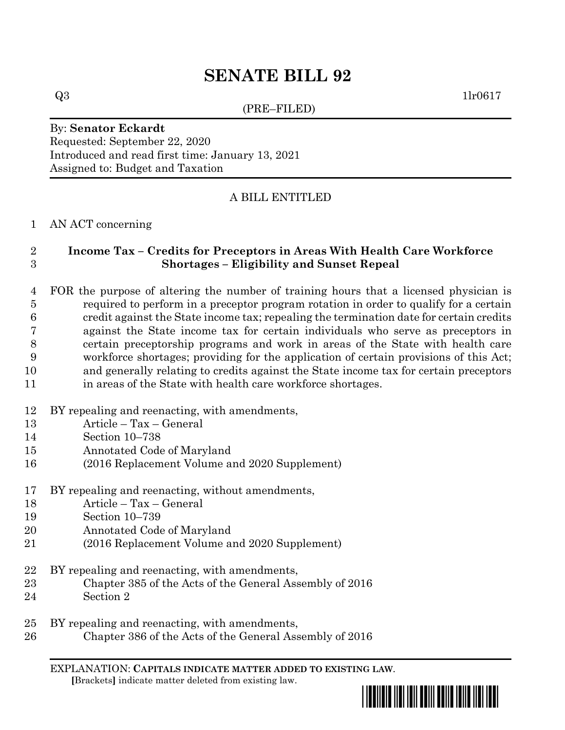# SENATE BILL 92

Q3 1lr0617

(PRE–FILED)

By: **Senator Eckardt**
Requested: September 22, 2020
Introduced and read first time: January 13, 2021
Assigned to: Budget and Taxation

A BILL ENTITLED

1 AN ACT concerning

2 **Income Tax – Credits for Preceptors in Areas With Health Care Workforce**
3 **Shortages – Eligibility and Sunset Repeal**

4 FOR the purpose of altering the number of training hours that a licensed physician is
5 required to perform in a preceptor program rotation in order to qualify for a certain
6 credit against the State income tax; repealing the termination date for certain credits
7 against the State income tax for certain individuals who serve as preceptors in
8 certain preceptorship programs and work in areas of the State with health care
9 workforce shortages; providing for the application of certain provisions of this Act;
10 and generally relating to credits against the State income tax for certain preceptors
11 in areas of the State with health care workforce shortages.

12 BY repealing and reenacting, with amendments,
13 Article – Tax – General
14 Section 10–738
15 Annotated Code of Maryland
16 (2016 Replacement Volume and 2020 Supplement)

17 BY repealing and reenacting, without amendments,
18 Article – Tax – General
19 Section 10–739
20 Annotated Code of Maryland
21 (2016 Replacement Volume and 2020 Supplement)

22 BY repealing and reenacting, with amendments,
23 Chapter 385 of the Acts of the General Assembly of 2016
24 Section 2

25 BY repealing and reenacting, with amendments,
26 Chapter 386 of the Acts of the General Assembly of 2016

EXPLANATION: **CAPITALS INDICATE MATTER ADDED TO EXISTING LAW**.
**[**Brackets**]** indicate matter deleted from existing law.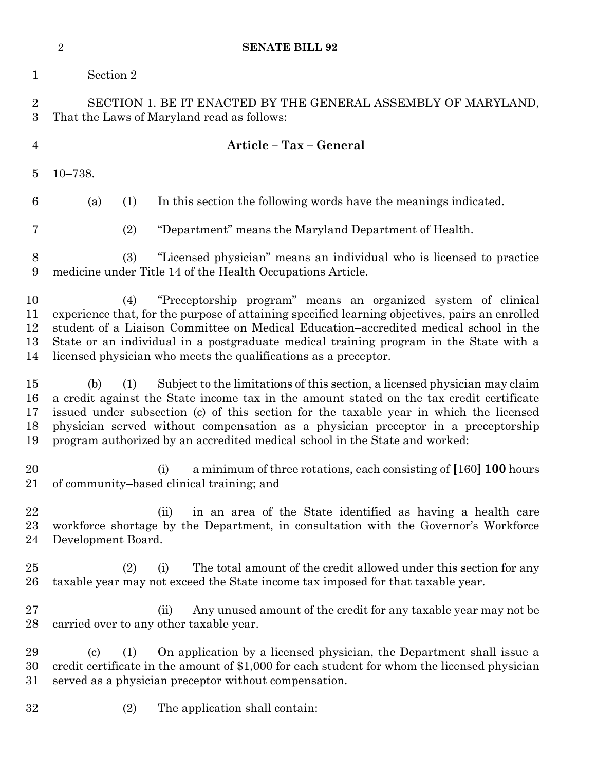Section 2

SECTION 1. BE IT ENACTED BY THE GENERAL ASSEMBLY OF MARYLAND, That the Laws of Maryland read as follows:

**Article – Tax – General**

10–738.

(a) (1) In this section the following words have the meanings indicated.

(2) "Department" means the Maryland Department of Health.

(3) "Licensed physician" means an individual who is licensed to practice medicine under Title 14 of the Health Occupations Article.

(4) "Preceptorship program" means an organized system of clinical experience that, for the purpose of attaining specified learning objectives, pairs an enrolled student of a Liaison Committee on Medical Education–accredited medical school in the State or an individual in a postgraduate medical training program in the State with a licensed physician who meets the qualifications as a preceptor.

(b) (1) Subject to the limitations of this section, a licensed physician may claim a credit against the State income tax in the amount stated on the tax credit certificate issued under subsection (c) of this section for the taxable year in which the licensed physician served without compensation as a physician preceptor in a preceptorship program authorized by an accredited medical school in the State and worked:

(i) a minimum of three rotations, each consisting of **[**160**]** **100** hours of community–based clinical training; and

(ii) in an area of the State identified as having a health care workforce shortage by the Department, in consultation with the Governor's Workforce Development Board.

(2) (i) The total amount of the credit allowed under this section for any taxable year may not exceed the State income tax imposed for that taxable year.

(ii) Any unused amount of the credit for any taxable year may not be carried over to any other taxable year.

(c) (1) On application by a licensed physician, the Department shall issue a credit certificate in the amount of $1,000 for each student for whom the licensed physician served as a physician preceptor without compensation.

(2) The application shall contain: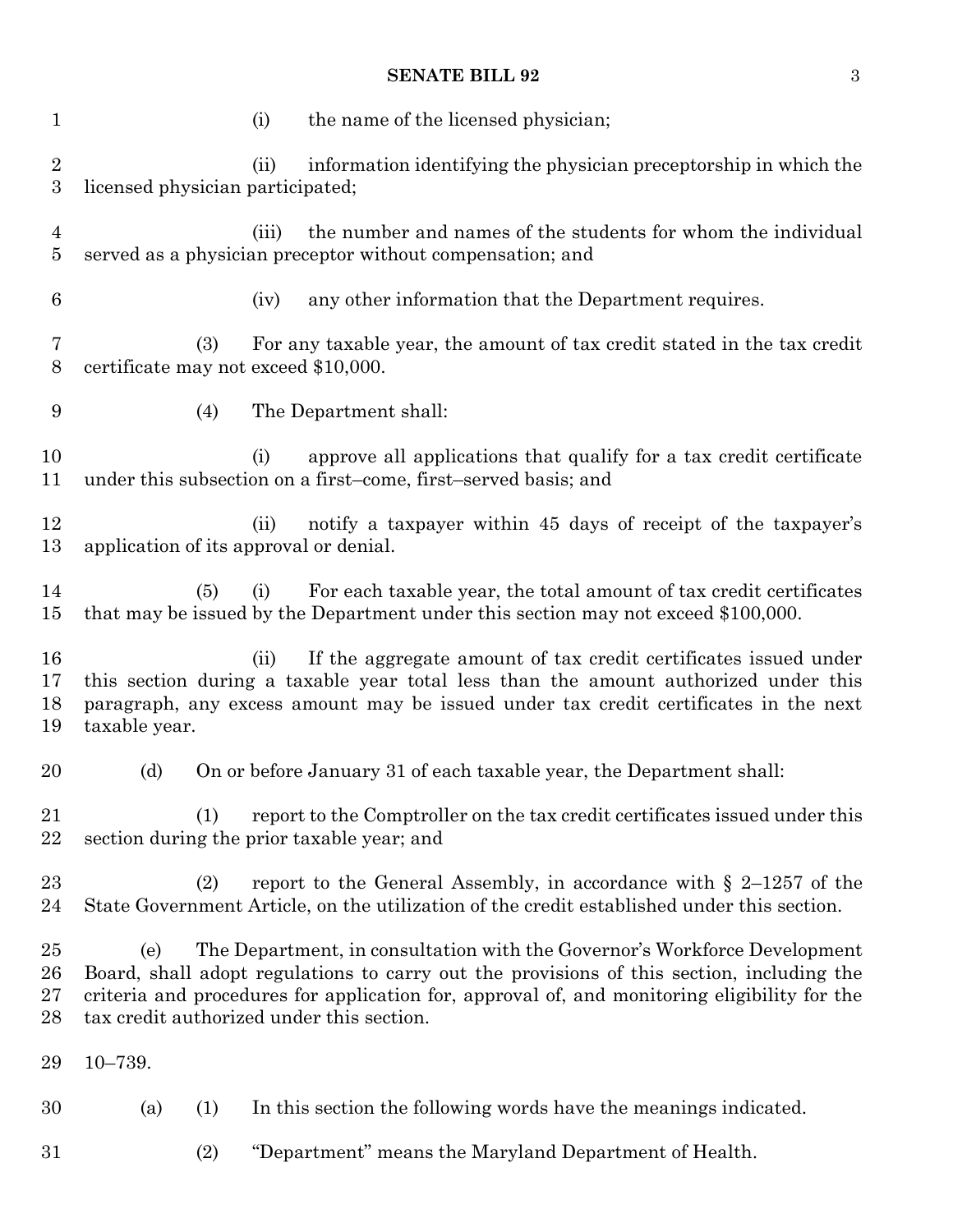(i) the name of the licensed physician;

(ii) information identifying the physician preceptorship in which the licensed physician participated;

(iii) the number and names of the students for whom the individual served as a physician preceptor without compensation; and

(iv) any other information that the Department requires.

(3) For any taxable year, the amount of tax credit stated in the tax credit certificate may not exceed $10,000.

(4) The Department shall:

(i) approve all applications that qualify for a tax credit certificate under this subsection on a first–come, first–served basis; and

(ii) notify a taxpayer within 45 days of receipt of the taxpayer's application of its approval or denial.

(5) (i) For each taxable year, the total amount of tax credit certificates that may be issued by the Department under this section may not exceed $100,000.

(ii) If the aggregate amount of tax credit certificates issued under this section during a taxable year total less than the amount authorized under this paragraph, any excess amount may be issued under tax credit certificates in the next taxable year.

(d) On or before January 31 of each taxable year, the Department shall:

(1) report to the Comptroller on the tax credit certificates issued under this section during the prior taxable year; and

(2) report to the General Assembly, in accordance with § 2–1257 of the State Government Article, on the utilization of the credit established under this section.

(e) The Department, in consultation with the Governor's Workforce Development Board, shall adopt regulations to carry out the provisions of this section, including the criteria and procedures for application for, approval of, and monitoring eligibility for the tax credit authorized under this section.

10–739.

(a) (1) In this section the following words have the meanings indicated.

(2) "Department" means the Maryland Department of Health.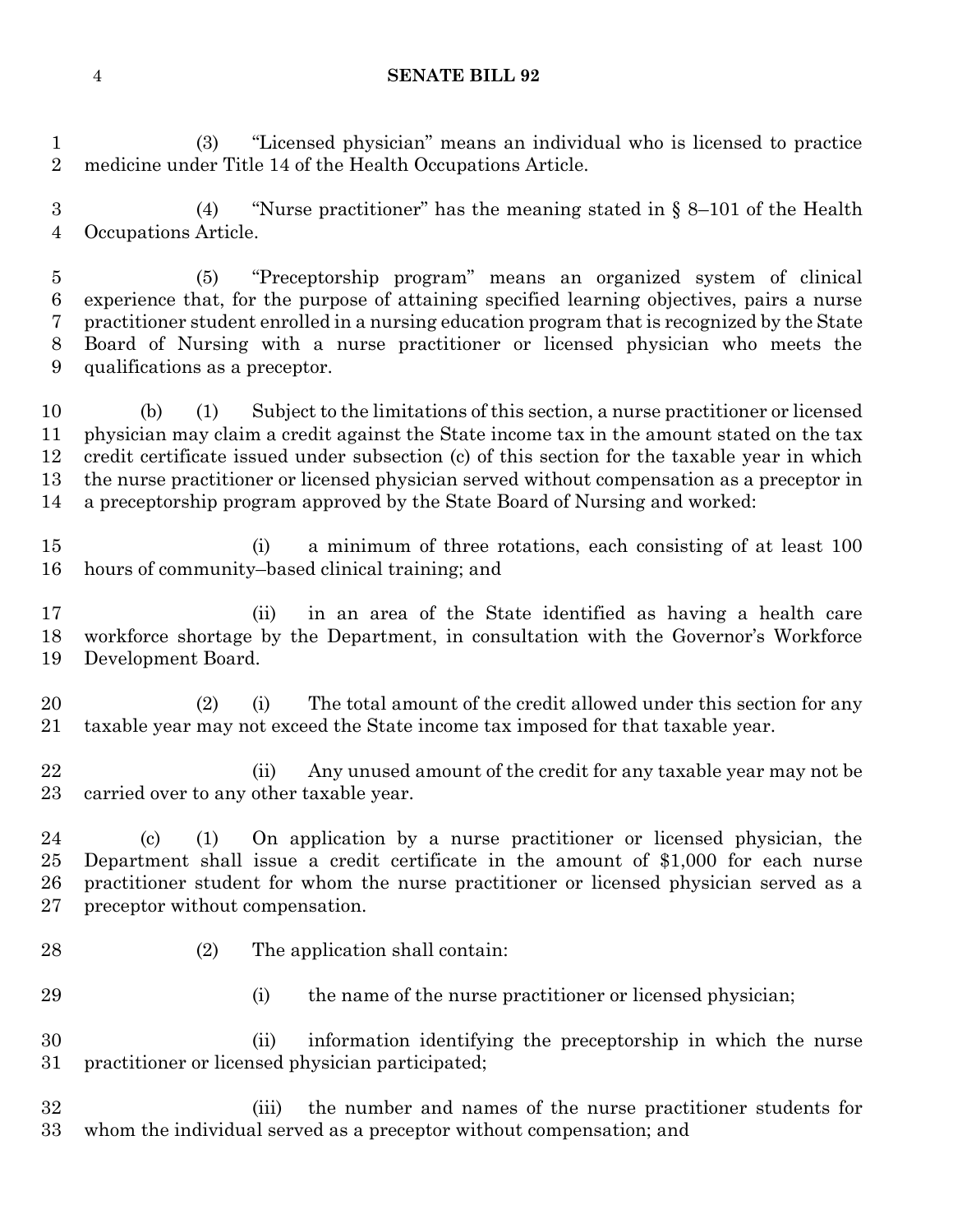(3) "Licensed physician" means an individual who is licensed to practice medicine under Title 14 of the Health Occupations Article.

(4) "Nurse practitioner" has the meaning stated in § 8–101 of the Health Occupations Article.

(5) "Preceptorship program" means an organized system of clinical experience that, for the purpose of attaining specified learning objectives, pairs a nurse practitioner student enrolled in a nursing education program that is recognized by the State Board of Nursing with a nurse practitioner or licensed physician who meets the qualifications as a preceptor.

(b) (1) Subject to the limitations of this section, a nurse practitioner or licensed physician may claim a credit against the State income tax in the amount stated on the tax credit certificate issued under subsection (c) of this section for the taxable year in which the nurse practitioner or licensed physician served without compensation as a preceptor in a preceptorship program approved by the State Board of Nursing and worked:

(i) a minimum of three rotations, each consisting of at least 100 hours of community–based clinical training; and

(ii) in an area of the State identified as having a health care workforce shortage by the Department, in consultation with the Governor's Workforce Development Board.

(2) (i) The total amount of the credit allowed under this section for any taxable year may not exceed the State income tax imposed for that taxable year.

(ii) Any unused amount of the credit for any taxable year may not be carried over to any other taxable year.

(c) (1) On application by a nurse practitioner or licensed physician, the Department shall issue a credit certificate in the amount of $1,000 for each nurse practitioner student for whom the nurse practitioner or licensed physician served as a preceptor without compensation.

(2) The application shall contain:

(i) the name of the nurse practitioner or licensed physician;

(ii) information identifying the preceptorship in which the nurse practitioner or licensed physician participated;

(iii) the number and names of the nurse practitioner students for whom the individual served as a preceptor without compensation; and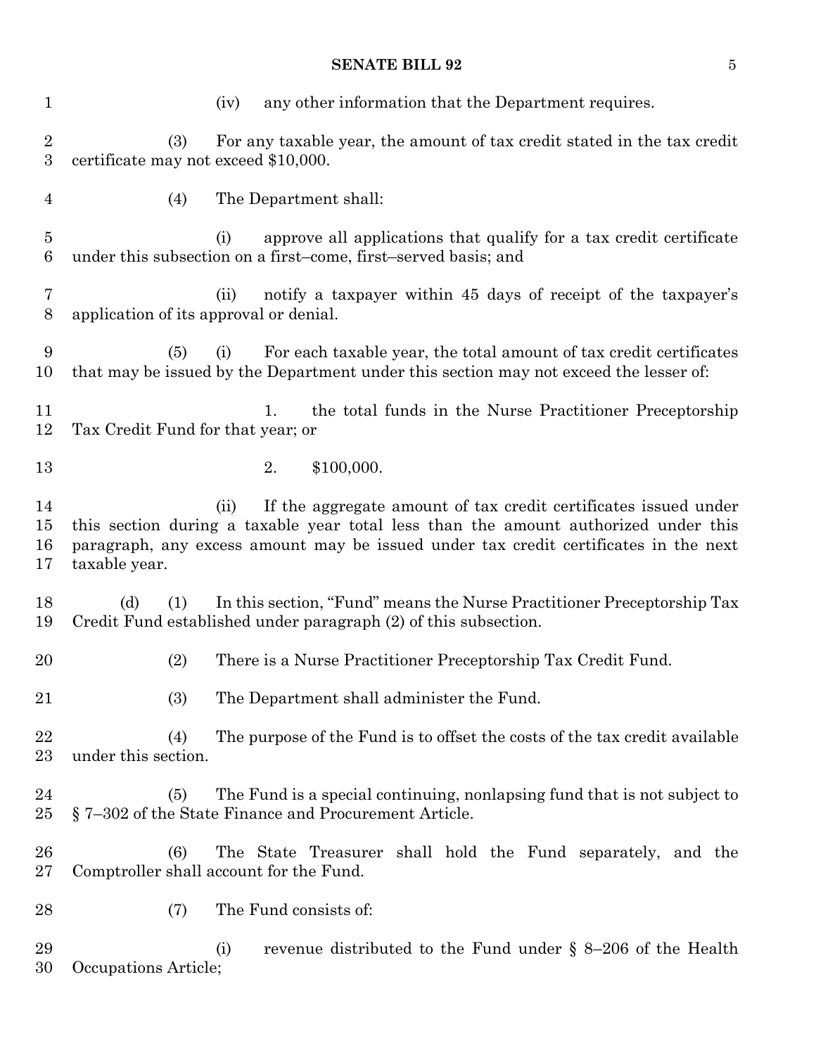(iv) any other information that the Department requires.

(3) For any taxable year, the amount of tax credit stated in the tax credit certificate may not exceed $10,000.

(4) The Department shall:

(i) approve all applications that qualify for a tax credit certificate under this subsection on a first–come, first–served basis; and

(ii) notify a taxpayer within 45 days of receipt of the taxpayer's application of its approval or denial.

(5) (i) For each taxable year, the total amount of tax credit certificates that may be issued by the Department under this section may not exceed the lesser of:

1. the total funds in the Nurse Practitioner Preceptorship Tax Credit Fund for that year; or

2. $100,000.

(ii) If the aggregate amount of tax credit certificates issued under this section during a taxable year total less than the amount authorized under this paragraph, any excess amount may be issued under tax credit certificates in the next taxable year.

(d) (1) In this section, "Fund" means the Nurse Practitioner Preceptorship Tax Credit Fund established under paragraph (2) of this subsection.

(2) There is a Nurse Practitioner Preceptorship Tax Credit Fund.

(3) The Department shall administer the Fund.

(4) The purpose of the Fund is to offset the costs of the tax credit available under this section.

(5) The Fund is a special continuing, nonlapsing fund that is not subject to § 7–302 of the State Finance and Procurement Article.

(6) The State Treasurer shall hold the Fund separately, and the Comptroller shall account for the Fund.

(7) The Fund consists of:

(i) revenue distributed to the Fund under § 8–206 of the Health Occupations Article;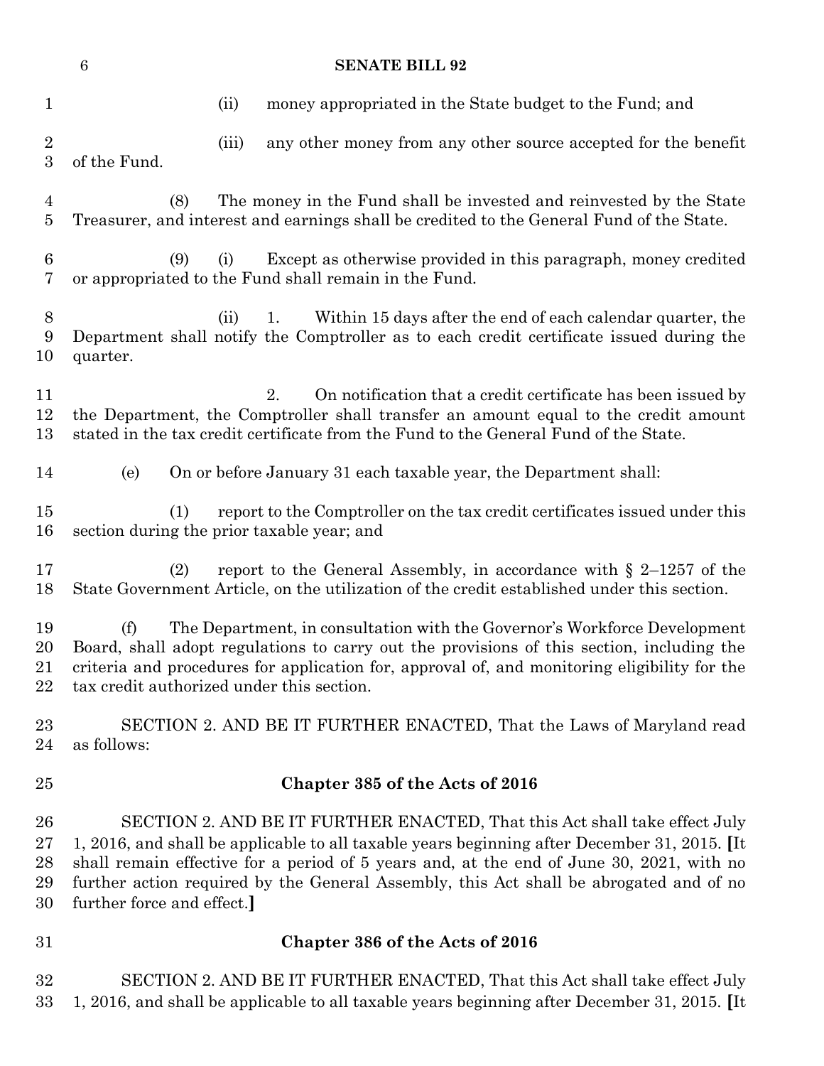(ii) money appropriated in the State budget to the Fund; and

(iii) any other money from any other source accepted for the benefit of the Fund.

(8) The money in the Fund shall be invested and reinvested by the State Treasurer, and interest and earnings shall be credited to the General Fund of the State.

(9) (i) Except as otherwise provided in this paragraph, money credited or appropriated to the Fund shall remain in the Fund.

(ii) 1. Within 15 days after the end of each calendar quarter, the Department shall notify the Comptroller as to each credit certificate issued during the quarter.

2. On notification that a credit certificate has been issued by the Department, the Comptroller shall transfer an amount equal to the credit amount stated in the tax credit certificate from the Fund to the General Fund of the State.

(e) On or before January 31 each taxable year, the Department shall:

(1) report to the Comptroller on the tax credit certificates issued under this section during the prior taxable year; and

(2) report to the General Assembly, in accordance with § 2–1257 of the State Government Article, on the utilization of the credit established under this section.

(f) The Department, in consultation with the Governor's Workforce Development Board, shall adopt regulations to carry out the provisions of this section, including the criteria and procedures for application for, approval of, and monitoring eligibility for the tax credit authorized under this section.

SECTION 2. AND BE IT FURTHER ENACTED, That the Laws of Maryland read as follows:

**Chapter 385 of the Acts of 2016**

SECTION 2. AND BE IT FURTHER ENACTED, That this Act shall take effect July 1, 2016, and shall be applicable to all taxable years beginning after December 31, 2015. **[**It shall remain effective for a period of 5 years and, at the end of June 30, 2021, with no further action required by the General Assembly, this Act shall be abrogated and of no further force and effect.**]**

**Chapter 386 of the Acts of 2016**

SECTION 2. AND BE IT FURTHER ENACTED, That this Act shall take effect July 1, 2016, and shall be applicable to all taxable years beginning after December 31, 2015. **[**It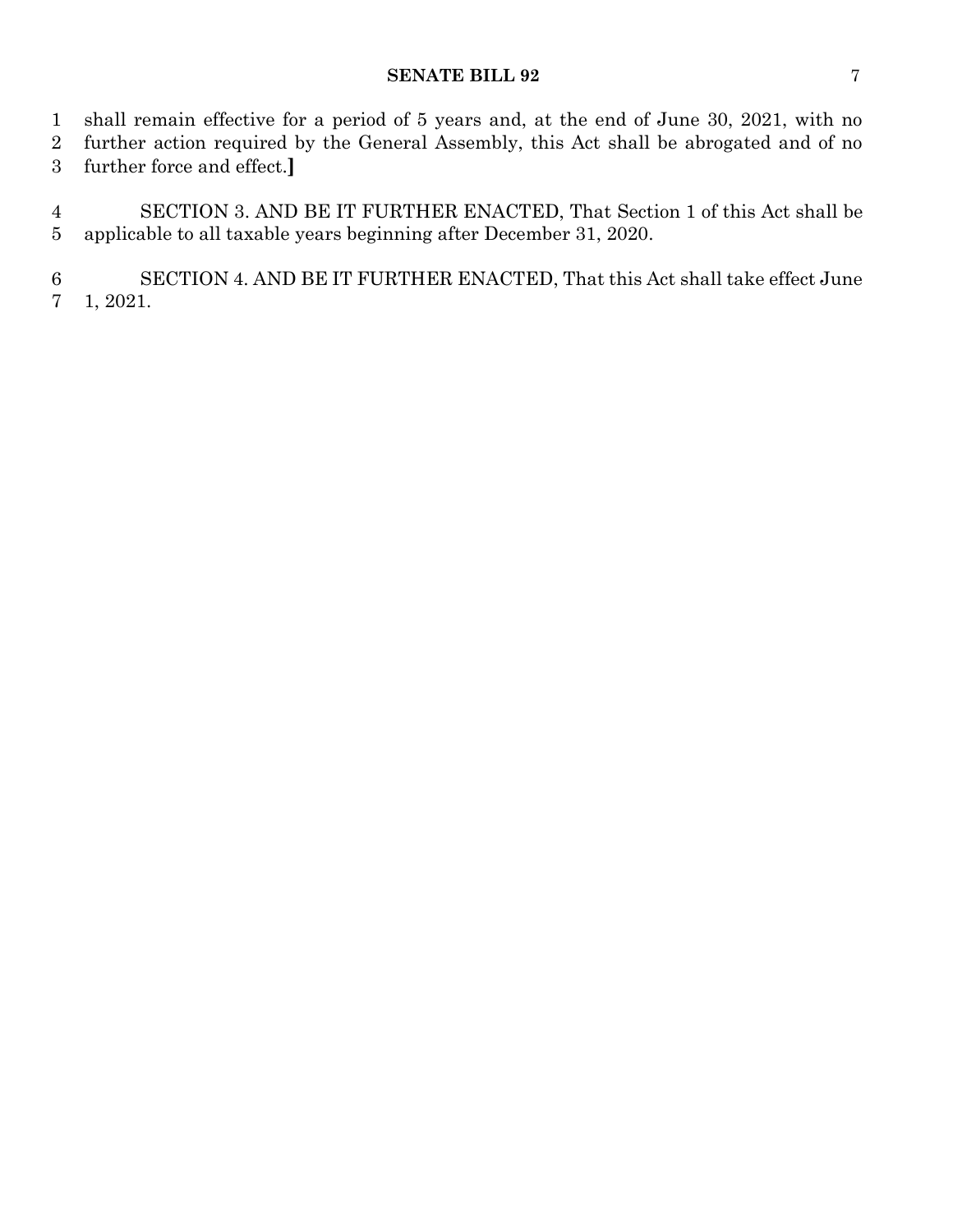shall remain effective for a period of 5 years and, at the end of June 30, 2021, with no further action required by the General Assembly, this Act shall be abrogated and of no further force and effect.**]**

SECTION 3. AND BE IT FURTHER ENACTED, That Section 1 of this Act shall be applicable to all taxable years beginning after December 31, 2020.

SECTION 4. AND BE IT FURTHER ENACTED, That this Act shall take effect June 1, 2021.